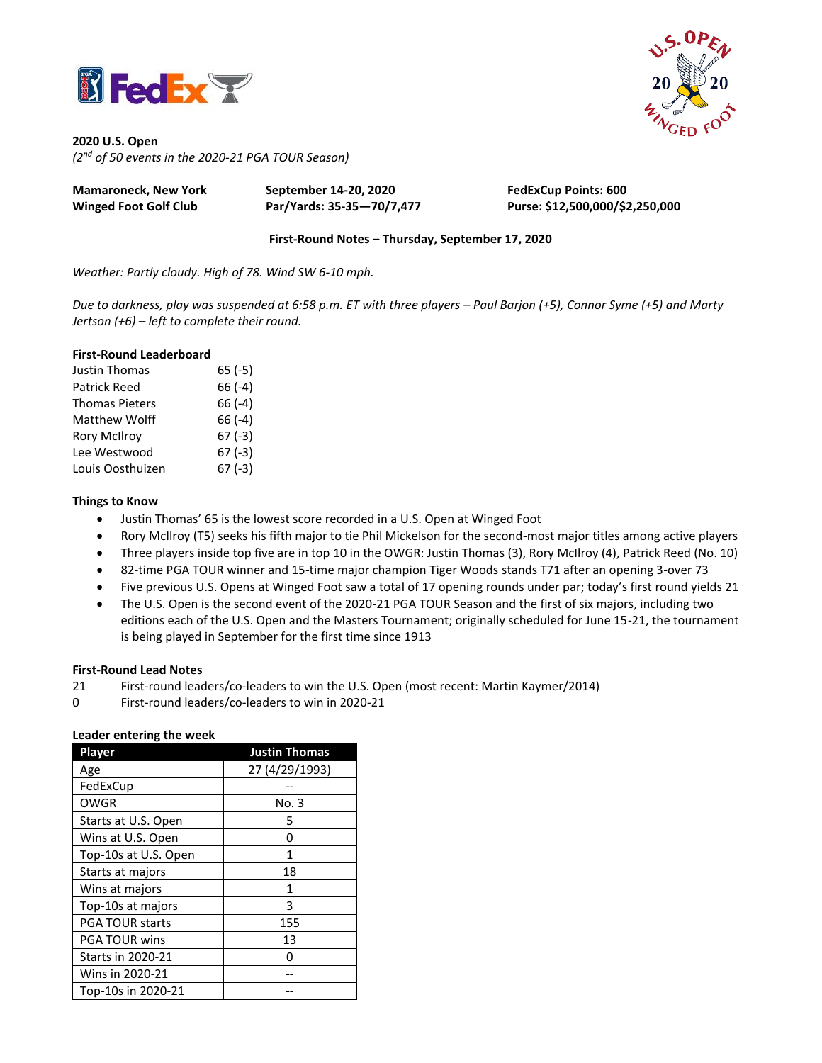**2020 U.S. Open**
*(2nd of 50 events in the 2020-21 PGA TOUR Season)*

| | | |
|---|---|---|
| **Mamaroneck, New York** | **September 14-20, 2020** | **FedExCup Points: 600** |
| **Winged Foot Golf Club** | **Par/Yards: 35-35—70/7,477** | **Purse: $12,500,000/$2,250,000** |

**First-Round Notes – Thursday, September 17, 2020**

*Weather: Partly cloudy. High of 78. Wind SW 6-10 mph.*

*Due to darkness, play was suspended at 6:58 p.m. ET with three players – Paul Barjon (+5), Connor Syme (+5) and Marty Jertson (+6) – left to complete their round.*

**First-Round Leaderboard**

| | |
|---|---|
| Justin Thomas | 65 (-5) |
| Patrick Reed | 66 (-4) |
| Thomas Pieters | 66 (-4) |
| Matthew Wolff | 66 (-4) |
| Rory McIlroy | 67 (-3) |
| Lee Westwood | 67 (-3) |
| Louis Oosthuizen | 67 (-3) |

**Things to Know**

- Justin Thomas' 65 is the lowest score recorded in a U.S. Open at Winged Foot
- Rory McIlroy (T5) seeks his fifth major to tie Phil Mickelson for the second-most major titles among active players
- Three players inside top five are in top 10 in the OWGR: Justin Thomas (3), Rory McIlroy (4), Patrick Reed (No. 10)
- 82-time PGA TOUR winner and 15-time major champion Tiger Woods stands T71 after an opening 3-over 73
- Five previous U.S. Opens at Winged Foot saw a total of 17 opening rounds under par; today's first round yields 21
- The U.S. Open is the second event of the 2020-21 PGA TOUR Season and the first of six majors, including two editions each of the U.S. Open and the Masters Tournament; originally scheduled for June 15-21, the tournament is being played in September for the first time since 1913

**First-Round Lead Notes**

| | |
|---|---|
| 21 | First-round leaders/co-leaders to win the U.S. Open (most recent: Martin Kaymer/2014) |
| 0 | First-round leaders/co-leaders to win in 2020-21 |

**Leader entering the week**

| Player | Justin Thomas |
|---|---|
| Age | 27 (4/29/1993) |
| FedExCup | -- |
| OWGR | No. 3 |
| Starts at U.S. Open | 5 |
| Wins at U.S. Open | 0 |
| Top-10s at U.S. Open | 1 |
| Starts at majors | 18 |
| Wins at majors | 1 |
| Top-10s at majors | 3 |
| PGA TOUR starts | 155 |
| PGA TOUR wins | 13 |
| Starts in 2020-21 | 0 |
| Wins in 2020-21 | -- |
| Top-10s in 2020-21 | -- |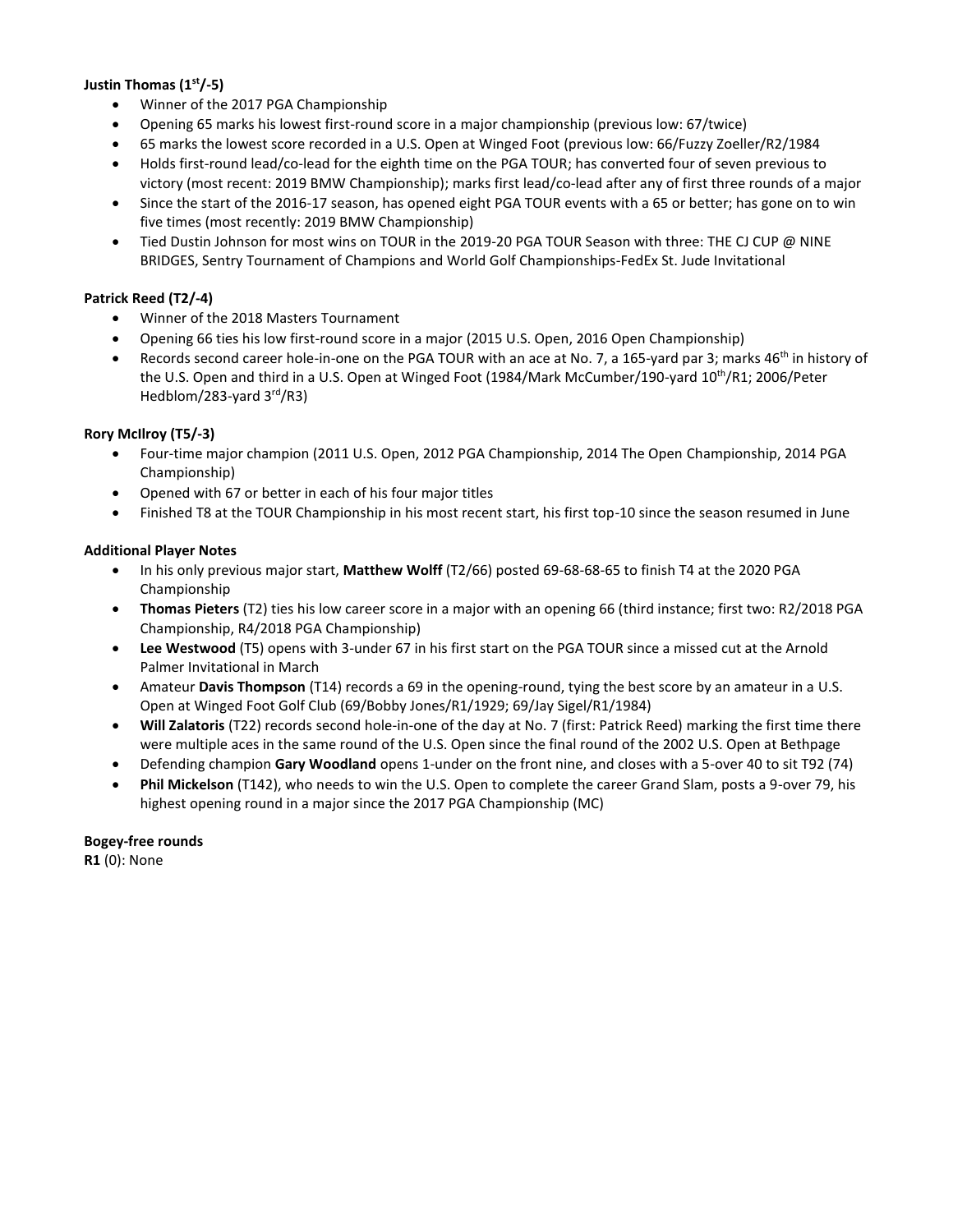**Justin Thomas (1st/-5)**

- Winner of the 2017 PGA Championship
- Opening 65 marks his lowest first-round score in a major championship (previous low: 67/twice)
- 65 marks the lowest score recorded in a U.S. Open at Winged Foot (previous low: 66/Fuzzy Zoeller/R2/1984
- Holds first-round lead/co-lead for the eighth time on the PGA TOUR; has converted four of seven previous to victory (most recent: 2019 BMW Championship); marks first lead/co-lead after any of first three rounds of a major
- Since the start of the 2016-17 season, has opened eight PGA TOUR events with a 65 or better; has gone on to win five times (most recently: 2019 BMW Championship)
- Tied Dustin Johnson for most wins on TOUR in the 2019-20 PGA TOUR Season with three: THE CJ CUP @ NINE BRIDGES, Sentry Tournament of Champions and World Golf Championships-FedEx St. Jude Invitational

**Patrick Reed (T2/-4)**

- Winner of the 2018 Masters Tournament
- Opening 66 ties his low first-round score in a major (2015 U.S. Open, 2016 Open Championship)
- Records second career hole-in-one on the PGA TOUR with an ace at No. 7, a 165-yard par 3; marks 46th in history of the U.S. Open and third in a U.S. Open at Winged Foot (1984/Mark McCumber/190-yard 10th/R1; 2006/Peter Hedblom/283-yard 3rd/R3)

**Rory McIlroy (T5/-3)**

- Four-time major champion (2011 U.S. Open, 2012 PGA Championship, 2014 The Open Championship, 2014 PGA Championship)
- Opened with 67 or better in each of his four major titles
- Finished T8 at the TOUR Championship in his most recent start, his first top-10 since the season resumed in June

**Additional Player Notes**

- In his only previous major start, **Matthew Wolff** (T2/66) posted 69-68-68-65 to finish T4 at the 2020 PGA Championship
- **Thomas Pieters** (T2) ties his low career score in a major with an opening 66 (third instance; first two: R2/2018 PGA Championship, R4/2018 PGA Championship)
- **Lee Westwood** (T5) opens with 3-under 67 in his first start on the PGA TOUR since a missed cut at the Arnold Palmer Invitational in March
- Amateur **Davis Thompson** (T14) records a 69 in the opening-round, tying the best score by an amateur in a U.S. Open at Winged Foot Golf Club (69/Bobby Jones/R1/1929; 69/Jay Sigel/R1/1984)
- **Will Zalatoris** (T22) records second hole-in-one of the day at No. 7 (first: Patrick Reed) marking the first time there were multiple aces in the same round of the U.S. Open since the final round of the 2002 U.S. Open at Bethpage
- Defending champion **Gary Woodland** opens 1-under on the front nine, and closes with a 5-over 40 to sit T92 (74)
- **Phil Mickelson** (T142), who needs to win the U.S. Open to complete the career Grand Slam, posts a 9-over 79, his highest opening round in a major since the 2017 PGA Championship (MC)

**Bogey-free rounds**

**R1** (0): None